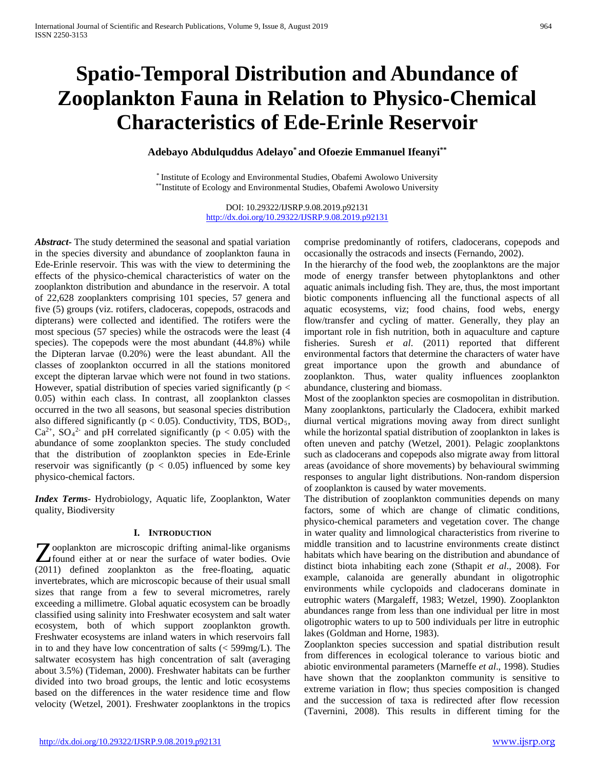# Spatio-Temporal Distribution and Abundance of Zooplankton Fauna in Relation to Physico-Chemical Characteristics of Ede-Erinle Reservoir

**Adebayo Abdulquddus Adelayo[*] and Ofoezie Emmanuel Ifeanyi[**]**

[*] Institute of Ecology and Environmental Studies, Obafemi Awolowo University
[**] Institute of Ecology and Environmental Studies, Obafemi Awolowo University

DOI: 10.29322/IJSRP.9.08.2019.p92131
http://dx.doi.org/10.29322/IJSRP.9.08.2019.p92131

***Abstract***- The study determined the seasonal and spatial variation in the species diversity and abundance of zooplankton fauna in Ede-Erinle reservoir. This was with the view to determining the effects of the physico-chemical characteristics of water on the zooplankton distribution and abundance in the reservoir. A total of 22,628 zooplankters comprising 101 species, 57 genera and five (5) groups (viz. rotifers, cladoceras, copepods, ostracods and dipterans) were collected and identified. The rotifers were the most specious (57 species) while the ostracods were the least (4 species). The copepods were the most abundant (44.8%) while the Dipteran larvae (0.20%) were the least abundant. All the classes of zooplankton occurred in all the stations monitored except the dipteran larvae which were not found in two stations. However, spatial distribution of species varied significantly ($p < 0.05$) within each class. In contrast, all zooplankton classes occurred in the two all seasons, but seasonal species distribution also differed significantly ($p < 0.05$). Conductivity, TDS, $BOD_5$, $Ca^{2+}$, $SO_4^{2-}$ and pH correlated significantly ($p < 0.05$) with the abundance of some zooplankton species. The study concluded that the distribution of zooplankton species in Ede-Erinle reservoir was significantly ($p < 0.05$) influenced by some key physico-chemical factors.

***Index Terms***- Hydrobiology, Aquatic life, Zooplankton, Water quality, Biodiversity

## I. Introduction

Zooplankton are microscopic drifting animal-like organisms found either at or near the surface of water bodies. Ovie (2011) defined zooplankton as the free-floating, aquatic invertebrates, which are microscopic because of their usual small sizes that range from a few to several micrometres, rarely exceeding a millimetre. Global aquatic ecosystem can be broadly classified using salinity into Freshwater ecosystem and salt water ecosystem, both of which support zooplankton growth. Freshwater ecosystems are inland waters in which reservoirs fall in to and they have low concentration of salts (< 599mg/L). The saltwater ecosystem has high concentration of salt (averaging about 3.5%) (Tideman, 2000). Freshwater habitats can be further divided into two broad groups, the lentic and lotic ecosystems based on the differences in the water residence time and flow velocity (Wetzel, 2001). Freshwater zooplanktons in the tropics comprise predominantly of rotifers, cladocerans, copepods and occasionally the ostracods and insects (Fernando, 2002).

In the hierarchy of the food web, the zooplanktons are the major mode of energy transfer between phytoplanktons and other aquatic animals including fish. They are, thus, the most important biotic components influencing all the functional aspects of all aquatic ecosystems, viz; food chains, food webs, energy flow/transfer and cycling of matter. Generally, they play an important role in fish nutrition, both in aquaculture and capture fisheries. Suresh *et al*. (2011) reported that different environmental factors that determine the characters of water have great importance upon the growth and abundance of zooplankton. Thus, water quality influences zooplankton abundance, clustering and biomass.

Most of the zooplankton species are cosmopolitan in distribution. Many zooplanktons, particularly the Cladocera, exhibit marked diurnal vertical migrations moving away from direct sunlight while the horizontal spatial distribution of zooplankton in lakes is often uneven and patchy (Wetzel, 2001). Pelagic zooplanktons such as cladocerans and copepods also migrate away from littoral areas (avoidance of shore movements) by behavioural swimming responses to angular light distributions. Non-random dispersion of zooplankton is caused by water movements.

The distribution of zooplankton communities depends on many factors, some of which are change of climatic conditions, physico-chemical parameters and vegetation cover. The change in water quality and limnological characteristics from riverine to middle transition and to lacustrine environments create distinct habitats which have bearing on the distribution and abundance of distinct biota inhabiting each zone (Sthapit *et al*., 2008). For example, calanoida are generally abundant in oligotrophic environments while cyclopoids and cladocerans dominate in eutrophic waters (Margaleff, 1983; Wetzel, 1990). Zooplankton abundances range from less than one individual per litre in most oligotrophic waters to up to 500 individuals per litre in eutrophic lakes (Goldman and Horne, 1983).

Zooplankton species succession and spatial distribution result from differences in ecological tolerance to various biotic and abiotic environmental parameters (Marneffe *et al*., 1998). Studies have shown that the zooplankton community is sensitive to extreme variation in flow; thus species composition is changed and the succession of taxa is redirected after flow recession (Tavernini, 2008). This results in different timing for the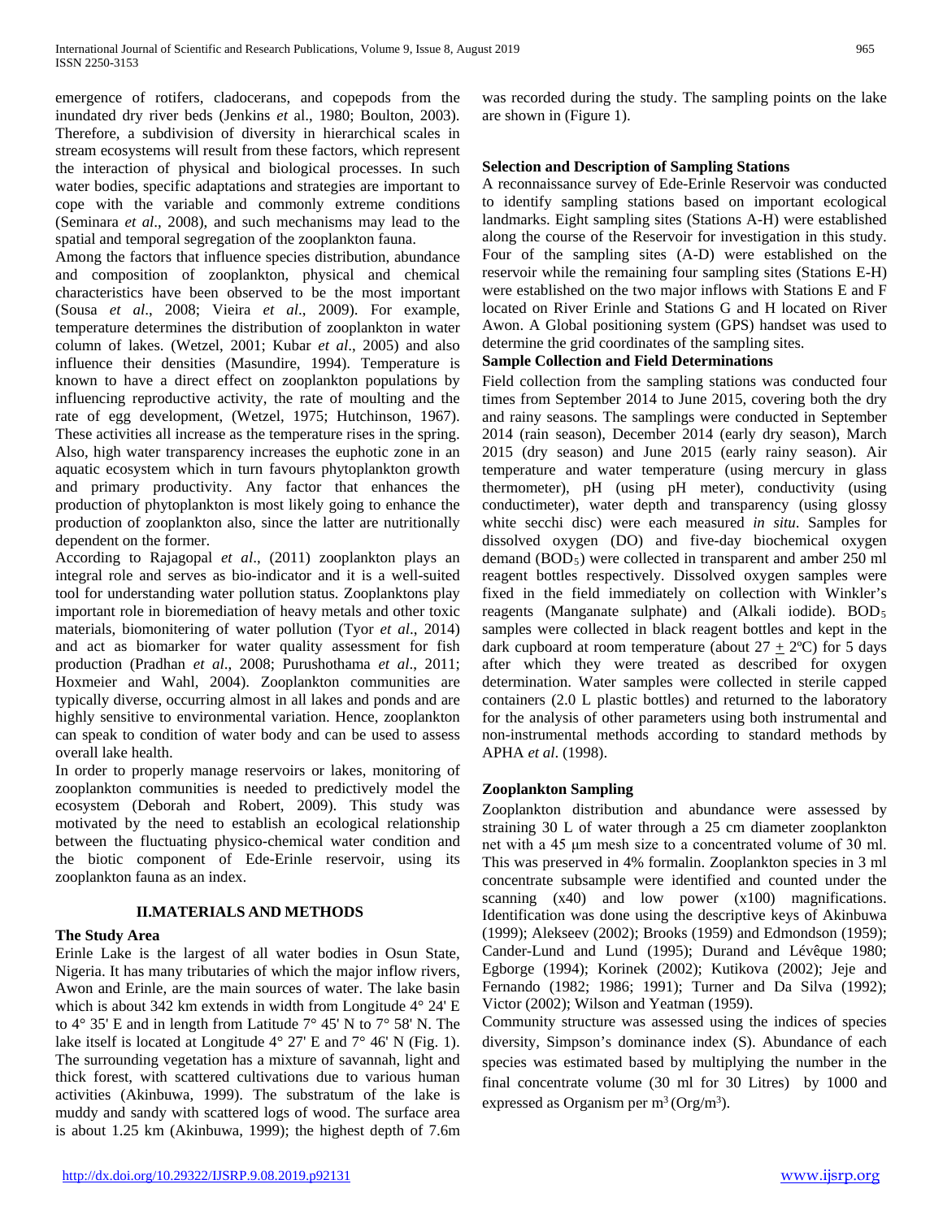emergence of rotifers, cladocerans, and copepods from the inundated dry river beds (Jenkins *et* al., 1980; Boulton, 2003). Therefore, a subdivision of diversity in hierarchical scales in stream ecosystems will result from these factors, which represent the interaction of physical and biological processes. In such water bodies, specific adaptations and strategies are important to cope with the variable and commonly extreme conditions (Seminara *et al*., 2008), and such mechanisms may lead to the spatial and temporal segregation of the zooplankton fauna.

Among the factors that influence species distribution, abundance and composition of zooplankton, physical and chemical characteristics have been observed to be the most important (Sousa *et al*., 2008; Vieira *et al*., 2009). For example, temperature determines the distribution of zooplankton in water column of lakes. (Wetzel, 2001; Kubar *et al*., 2005) and also influence their densities (Masundire, 1994). Temperature is known to have a direct effect on zooplankton populations by influencing reproductive activity, the rate of moulting and the rate of egg development, (Wetzel, 1975; Hutchinson, 1967). These activities all increase as the temperature rises in the spring. Also, high water transparency increases the euphotic zone in an aquatic ecosystem which in turn favours phytoplankton growth and primary productivity. Any factor that enhances the production of phytoplankton is most likely going to enhance the production of zooplankton also, since the latter are nutritionally dependent on the former.

According to Rajagopal *et al*., (2011) zooplankton plays an integral role and serves as bio-indicator and it is a well-suited tool for understanding water pollution status. Zooplanktons play important role in bioremediation of heavy metals and other toxic materials, biomonitering of water pollution (Tyor *et al*., 2014) and act as biomarker for water quality assessment for fish production (Pradhan *et al*., 2008; Purushothama *et al*., 2011; Hoxmeier and Wahl, 2004). Zooplankton communities are typically diverse, occurring almost in all lakes and ponds and are highly sensitive to environmental variation. Hence, zooplankton can speak to condition of water body and can be used to assess overall lake health.

In order to properly manage reservoirs or lakes, monitoring of zooplankton communities is needed to predictively model the ecosystem (Deborah and Robert, 2009). This study was motivated by the need to establish an ecological relationship between the fluctuating physico-chemical water condition and the biotic component of Ede-Erinle reservoir, using its zooplankton fauna as an index.

## II. MATERIALS AND METHODS

### The Study Area

Erinle Lake is the largest of all water bodies in Osun State, Nigeria. It has many tributaries of which the major inflow rivers, Awon and Erinle, are the main sources of water. The lake basin which is about 342 km extends in width from Longitude 4° 24' E to 4° 35' E and in length from Latitude 7° 45' N to 7° 58' N. The lake itself is located at Longitude 4° 27' E and 7° 46' N (Fig. 1). The surrounding vegetation has a mixture of savannah, light and thick forest, with scattered cultivations due to various human activities (Akinbuwa, 1999). The substratum of the lake is muddy and sandy with scattered logs of wood. The surface area is about 1.25 km (Akinbuwa, 1999); the highest depth of 7.6m was recorded during the study. The sampling points on the lake are shown in (Figure 1).

### Selection and Description of Sampling Stations

A reconnaissance survey of Ede-Erinle Reservoir was conducted to identify sampling stations based on important ecological landmarks. Eight sampling sites (Stations A-H) were established along the course of the Reservoir for investigation in this study. Four of the sampling sites (A-D) were established on the reservoir while the remaining four sampling sites (Stations E-H) were established on the two major inflows with Stations E and F located on River Erinle and Stations G and H located on River Awon. A Global positioning system (GPS) handset was used to determine the grid coordinates of the sampling sites.

### Sample Collection and Field Determinations

Field collection from the sampling stations was conducted four times from September 2014 to June 2015, covering both the dry and rainy seasons. The samplings were conducted in September 2014 (rain season), December 2014 (early dry season), March 2015 (dry season) and June 2015 (early rainy season). Air temperature and water temperature (using mercury in glass thermometer), pH (using pH meter), conductivity (using conductimeter), water depth and transparency (using glossy white secchi disc) were each measured *in situ*. Samples for dissolved oxygen (DO) and five-day biochemical oxygen demand ($BOD_5$) were collected in transparent and amber 250 ml reagent bottles respectively. Dissolved oxygen samples were fixed in the field immediately on collection with Winkler's reagents (Manganate sulphate) and (Alkali iodide). $BOD_5$ samples were collected in black reagent bottles and kept in the dark cupboard at room temperature (about $27 \pm 2$ºC) for 5 days after which they were treated as described for oxygen determination. Water samples were collected in sterile capped containers (2.0 L plastic bottles) and returned to the laboratory for the analysis of other parameters using both instrumental and non-instrumental methods according to standard methods by APHA *et al*. (1998).

### Zooplankton Sampling

Zooplankton distribution and abundance were assessed by straining 30 L of water through a 25 cm diameter zooplankton net with a 45 µm mesh size to a concentrated volume of 30 ml. This was preserved in 4% formalin. Zooplankton species in 3 ml concentrate subsample were identified and counted under the scanning (x40) and low power (x100) magnifications. Identification was done using the descriptive keys of Akinbuwa (1999); Alekseev (2002); Brooks (1959) and Edmondson (1959); Cander-Lund and Lund (1995); Durand and Lévêque 1980; Egborge (1994); Korinek (2002); Kutikova (2002); Jeje and Fernando (1982; 1986; 1991); Turner and Da Silva (1992); Victor (2002); Wilson and Yeatman (1959).

Community structure was assessed using the indices of species diversity, Simpson's dominance index (S). Abundance of each species was estimated based by multiplying the number in the final concentrate volume (30 ml for 30 Litres) by 1000 and expressed as Organism per $m^3$ ($Org/m^3$).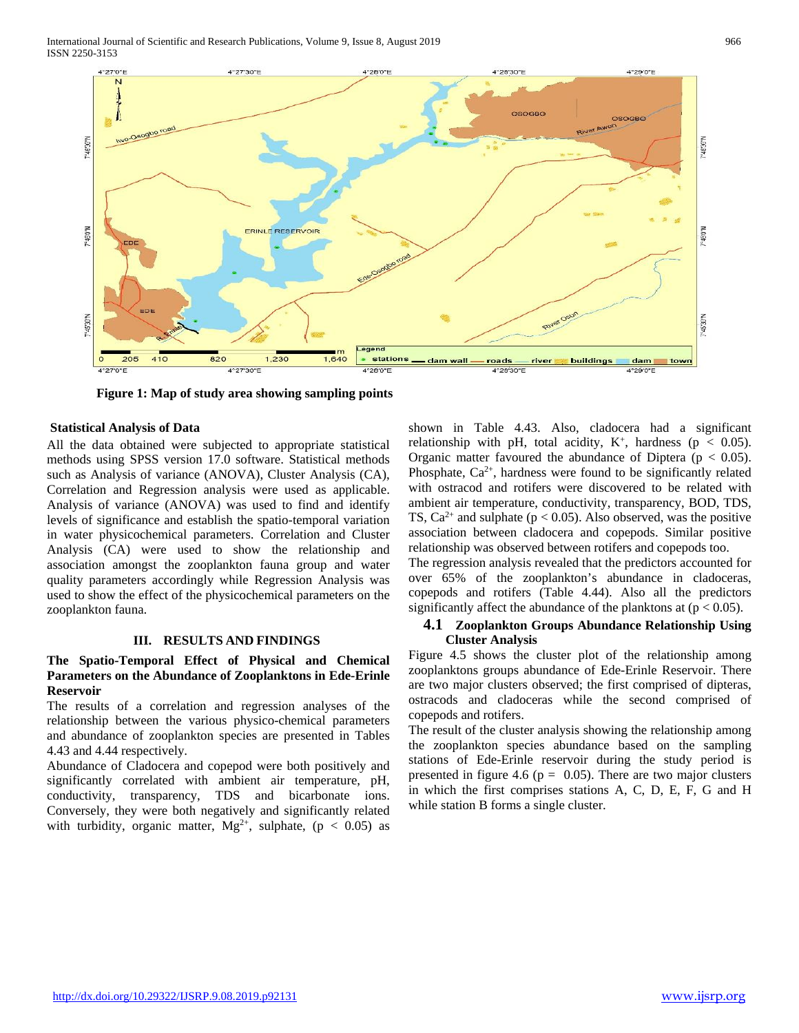**Figure 1: Map of study area showing sampling points**

## Statistical Analysis of Data

All the data obtained were subjected to appropriate statistical methods using SPSS version 17.0 software. Statistical methods such as Analysis of variance (ANOVA), Cluster Analysis (CA), Correlation and Regression analysis were used as applicable. Analysis of variance (ANOVA) was used to find and identify levels of significance and establish the spatio-temporal variation in water physicochemical parameters. Correlation and Cluster Analysis (CA) were used to show the relationship and association amongst the zooplankton fauna group and water quality parameters accordingly while Regression Analysis was used to show the effect of the physicochemical parameters on the zooplankton fauna.

# III. RESULTS AND FINDINGS

## The Spatio-Temporal Effect of Physical and Chemical Parameters on the Abundance of Zooplanktons in Ede-Erinle Reservoir

The results of a correlation and regression analyses of the relationship between the various physico-chemical parameters and abundance of zooplankton species are presented in Tables 4.43 and 4.44 respectively.

Abundance of Cladocera and copepod were both positively and significantly correlated with ambient air temperature, pH, conductivity, transparency, TDS and bicarbonate ions. Conversely, they were both negatively and significantly related with turbidity, organic matter, $Mg^{2+}$, sulphate, ($p < 0.05$) as shown in Table 4.43. Also, cladocera had a significant relationship with pH, total acidity, $K^{+}$, hardness ($p < 0.05$). Organic matter favoured the abundance of Diptera ($p < 0.05$). Phosphate, $Ca^{2+}$, hardness were found to be significantly related with ostracod and rotifers were discovered to be related with ambient air temperature, conductivity, transparency, BOD, TDS, TS, $Ca^{2+}$ and sulphate ($p < 0.05$). Also observed, was the positive association between cladocera and copepods. Similar positive relationship was observed between rotifers and copepods too.

The regression analysis revealed that the predictors accounted for over 65% of the zooplankton's abundance in cladoceras, copepods and rotifers (Table 4.44). Also all the predictors significantly affect the abundance of the planktons at ($p < 0.05$).

### 4.1 Zooplankton Groups Abundance Relationship Using Cluster Analysis

Figure 4.5 shows the cluster plot of the relationship among zooplanktons groups abundance of Ede-Erinle Reservoir. There are two major clusters observed; the first comprised of dipteras, ostracods and cladoceras while the second comprised of copepods and rotifers.

The result of the cluster analysis showing the relationship among the zooplankton species abundance based on the sampling stations of Ede-Erinle reservoir during the study period is presented in figure 4.6 ($p = 0.05$). There are two major clusters in which the first comprises stations A, C, D, E, F, G and H while station B forms a single cluster.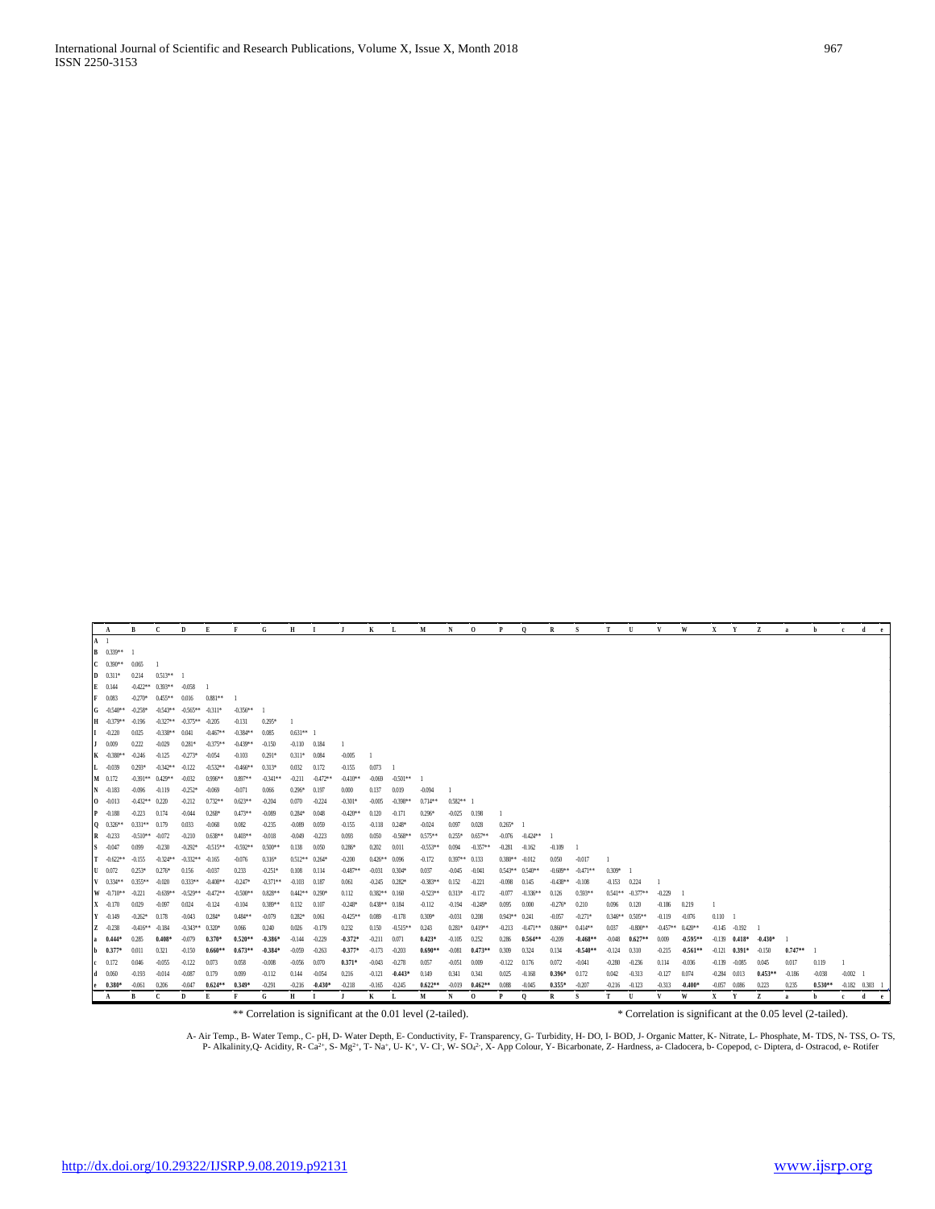| | A | B | C | D | E | F | G | H | I | J | K | L | M | N | O | P | Q | R | S | T | U | V | W | X | Y | Z | a | b | c | d | e |
|---|---|---|---|---|---|---|---|---|---|---|---|---|---|---|---|---|---|---|---|---|---|---|---|---|---|---|---|---|---|---|---|
| **A** | 1 | | | | | | | | | | | | | | | | | | | | | | | | | | | | | | |
| **B** | 0.339** | 1 | | | | | | | | | | | | | | | | | | | | | | | | | | | | | |
| **C** | 0.390** | 0.065 | 1 | | | | | | | | | | | | | | | | | | | | | | | | | | | | |
| **D** | 0.311* | 0.214 | 0.513** | 1 | | | | | | | | | | | | | | | | | | | | | | | | | | | |
| **E** | 0.144 | -0.422** | 0.393** | -0.058 | 1 | | | | | | | | | | | | | | | | | | | | | | | | | | |
| **F** | 0.083 | -0.270* | 0.455** | 0.016 | 0.881** | 1 | | | | | | | | | | | | | | | | | | | | | | | | | |
| **G** | -0.540** | -0.258* | -0.543** | -0.565** | -0.311* | -0.356** | 1 | | | | | | | | | | | | | | | | | | | | | | | | |
| **H** | -0.379** | -0.196 | -0.327** | -0.375** | -0.205 | -0.131 | 0.295* | 1 | | | | | | | | | | | | | | | | | | | | | | | |
| **I** | -0.220 | 0.025 | -0.338** | 0.041 | -0.467** | -0.384** | 0.085 | 0.631** | 1 | | | | | | | | | | | | | | | | | | | | | | |
| **J** | 0.009 | 0.222 | -0.029 | 0.281* | -0.375** | -0.439** | -0.150 | -0.110 | 0.184 | 1 | | | | | | | | | | | | | | | | | | | | | |
| **K** | -0.380** | -0.246 | -0.125 | -0.273* | -0.054 | -0.103 | 0.291* | 0.311* | 0.084 | -0.005 | 1 | | | | | | | | | | | | | | | | | | | | |
| **L** | -0.039 | 0.293* | -0.342** | -0.122 | -0.532** | -0.466** | 0.313* | 0.032 | 0.172 | -0.155 | 0.073 | 1 | | | | | | | | | | | | | | | | | | | |
| **M** | 0.172 | -0.391** | 0.429** | -0.032 | 0.996** | 0.897** | -0.341** | -0.211 | -0.472** | -0.410** | -0.069 | -0.501** | 1 | | | | | | | | | | | | | | | | | | |
| **N** | -0.183 | -0.096 | -0.119 | -0.252* | -0.069 | -0.071 | 0.066 | 0.296* | 0.197 | 0.000 | 0.137 | 0.019 | -0.094 | 1 | | | | | | | | | | | | | | | | | |
| **O** | -0.013 | -0.432** | 0.220 | -0.212 | 0.732** | 0.623** | -0.204 | 0.070 | -0.224 | -0.301* | -0.005 | -0.398** | 0.714** | 0.582** | 1 | | | | | | | | | | | | | | | | |
| **P** | -0.188 | -0.223 | 0.174 | -0.044 | 0.268* | 0.473** | -0.089 | 0.284* | 0.048 | -0.420** | 0.120 | -0.171 | 0.296* | -0.025 | 0.198 | 1 | | | | | | | | | | | | | | | |
| **Q** | 0.326** | 0.331** | 0.179 | 0.033 | -0.068 | 0.082 | -0.235 | -0.089 | 0.059 | -0.155 | -0.118 | 0.248* | -0.024 | 0.097 | 0.028 | 0.265* | 1 | | | | | | | | | | | | | | |
| **R** | -0.233 | -0.510** | -0.072 | -0.210 | 0.638** | 0.403** | -0.018 | -0.049 | -0.223 | 0.093 | 0.050 | -0.568** | 0.575** | 0.255* | 0.657** | -0.076 | -0.424** | 1 | | | | | | | | | | | | | |
| **S** | -0.047 | 0.099 | -0.230 | -0.292* | -0.515** | -0.592** | 0.500** | 0.138 | 0.050 | 0.286* | 0.202 | 0.011 | -0.553** | 0.094 | -0.357** | -0.281 | -0.162 | -0.109 | 1 | | | | | | | | | | | | |
| **T** | -0.622** | -0.155 | -0.324** | -0.332** | -0.165 | -0.076 | 0.316* | 0.512** | 0.264* | -0.200 | 0.426** | 0.096 | -0.172 | 0.397** | 0.133 | 0.380** | -0.012 | 0.050 | -0.017 | 1 | | | | | | | | | | | |
| **U** | 0.072 | 0.253* | 0.276* | 0.156 | -0.037 | 0.233 | -0.251* | 0.108 | 0.114 | -0.487** | -0.031 | 0.304* | 0.037 | -0.045 | -0.041 | 0.543** | 0.540** | -0.609** | -0.471** | 0.309* | 1 | | | | | | | | | | |
| **V** | 0.334** | 0.355** | -0.020 | 0.333** | -0.400** | -0.247* | -0.371** | -0.103 | 0.187 | 0.061 | -0.245 | 0.282* | -0.383** | 0.152 | -0.221 | -0.098 | 0.145 | -0.438** | -0.108 | -0.153 | 0.224 | 1 | | | | | | | | | |
| **W** | -0.710** | -0.221 | -0.639** | -0.529** | -0.472** | -0.500** | 0.828** | 0.442** | 0.290* | 0.112 | 0.382** | 0.160 | -0.523** | 0.313* | -0.172 | -0.077 | -0.336** | 0.126 | 0.593** | 0.541** | -0.377** | -0.229 | 1 | | | | | | | | |
| **X** | -0.170 | 0.029 | -0.097 | 0.024 | -0.124 | -0.104 | 0.389** | 0.132 | 0.107 | -0.248* | 0.438** | 0.184 | -0.112 | -0.194 | -0.249* | 0.095 | 0.000 | -0.276* | 0.210 | 0.096 | 0.120 | -0.186 | 0.219 | 1 | | | | | | | |
| **Y** | -0.149 | -0.262* | 0.178 | -0.043 | 0.284* | 0.484** | -0.079 | 0.282* | 0.061 | -0.425** | 0.089 | -0.178 | 0.309* | -0.031 | 0.208 | 0.943** | 0.241 | -0.057 | -0.271* | 0.346** | 0.505** | -0.119 | -0.076 | 0.110 | 1 | | | | | | |
| **Z** | -0.238 | -0.416** | -0.184 | -0.343** | 0.320* | 0.066 | 0.240 | 0.026 | -0.179 | 0.232 | 0.150 | -0.515** | 0.243 | 0.281* | 0.419** | -0.213 | -0.471** | 0.860** | 0.414** | 0.037 | -0.800** | -0.457** | 0.420** | -0.145 | -0.192 | 1 | | | | | |
| **a** | **0.444*** | 0.285 | **0.408*** | -0.079 | **0.370*** | **0.520**** | **-0.386*** | -0.144 | -0.229 | **-0.372*** | -0.211 | 0.071 | **0.423*** | -0.105 | 0.252 | 0.286 | **0.564**** | -0.209 | **-0.468**** | -0.048 | **0.627**** | 0.009 | **-0.595**** | -0.139 | **0.418*** | **-0.430*** | 1 | | | | |
| **b** | **0.377*** | 0.011 | 0.321 | -0.150 | **0.660**** | **0.673**** | **-0.384*** | -0.059 | -0.263 | **-0.377*** | -0.173 | -0.203 | **0.690**** | -0.081 | **0.473**** | 0.309 | 0.324 | 0.134 | **-0.540**** | -0.124 | 0.310 | -0.215 | **-0.561**** | -0.121 | **0.391*** | -0.150 | **0.747**** | 1 | | | |
| **c** | 0.172 | 0.046 | -0.055 | -0.122 | 0.073 | 0.058 | -0.008 | -0.056 | 0.070 | **0.371*** | -0.043 | -0.278 | 0.057 | -0.051 | 0.009 | -0.122 | 0.176 | 0.072 | -0.041 | -0.280 | -0.236 | 0.114 | -0.036 | -0.139 | -0.085 | 0.045 | 0.017 | 0.119 | 1 | | |
| **d** | 0.060 | -0.193 | -0.014 | -0.087 | 0.179 | 0.099 | -0.112 | 0.144 | -0.054 | 0.216 | -0.121 | **-0.443*** | 0.149 | 0.341 | 0.341 | 0.025 | -0.168 | **0.396*** | 0.172 | 0.042 | -0.313 | -0.127 | 0.074 | -0.284 | 0.013 | **0.453**** | -0.186 | -0.038 | -0.002 | 1 | |
| **e** | **0.380*** | -0.061 | 0.206 | -0.047 | **0.624**** | **0.349*** | -0.291 | -0.216 | **-0.430*** | -0.218 | -0.165 | -0.245 | **0.622**** | -0.019 | **0.462**** | 0.088 | -0.045 | **0.355*** | -0.207 | -0.216 | -0.123 | -0.313 | **-0.400*** | -0.057 | 0.086 | 0.223 | 0.235 | **0.530**** | -0.182 | 0.303 | 1 |
| | **A** | **B** | **C** | **D** | **E** | **F** | **G** | **H** | **I** | **J** | **K** | **L** | **M** | **N** | **O** | **P** | **Q** | **R** | **S** | **T** | **U** | **V** | **W** | **X** | **Y** | **Z** | **a** | **b** | **c** | **d** | **e** |

** Correlation is significant at the 0.01 level (2-tailed). * Correlation is significant at the 0.05 level (2-tailed).

A- Air Temp., B- Water Temp., C- pH, D- Water Depth, E- Conductivity, F- Transparency, G- Turbidity, H- DO, I- BOD, J- Organic Matter, K- Nitrate, L- Phosphate, M- TDS, N- TSS, O- TS, P- Alkalinity, Q- Acidity, R- $Ca^{2+}$, S- $Mg^{2+}$, T- $Na^{+}$, U- $K^{+}$, V- $Cl^{-}$, W- $SO_4^{2-}$, X- App Colour, Y- Bicarbonate, Z- Hardness, a- Cladocera, b- Copepod, c- Diptera, d- Ostracod, e- Rotifer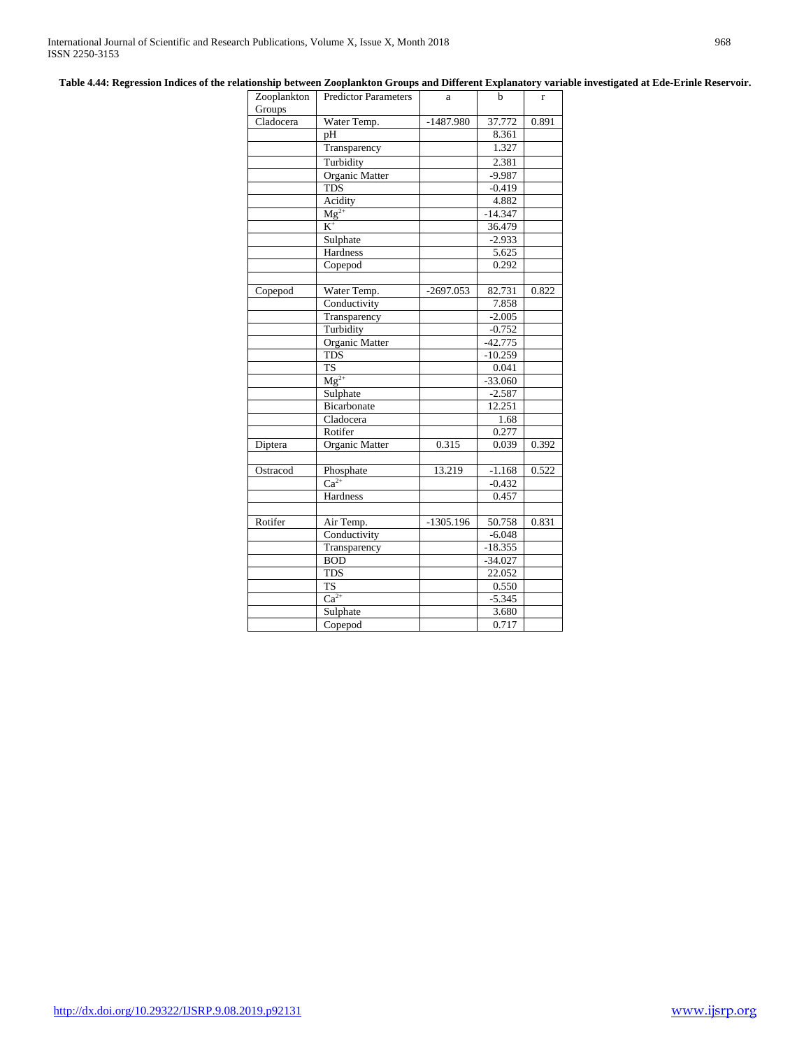**Table 4.44: Regression Indices of the relationship between Zooplankton Groups and Different Explanatory variable investigated at Ede-Erinle Reservoir.**

| Zooplankton Groups | Predictor Parameters | a | b | r |
|---|---|---|---|---|
| Cladocera | Water Temp. | -1487.980 | 37.772 | 0.891 |
| | pH | | 8.361 | |
| | Transparency | | 1.327 | |
| | Turbidity | | 2.381 | |
| | Organic Matter | | -9.987 | |
| | TDS | | -0.419 | |
| | Acidity | | 4.882 | |
| | $Mg^{2+}$ | | -14.347 | |
| | $K^{+}$ | | 36.479 | |
| | Sulphate | | -2.933 | |
| | Hardness | | 5.625 | |
| | Copepod | | 0.292 | |
| | | | | |
| Copepod | Water Temp. | -2697.053 | 82.731 | 0.822 |
| | Conductivity | | 7.858 | |
| | Transparency | | -2.005 | |
| | Turbidity | | -0.752 | |
| | Organic Matter | | -42.775 | |
| | TDS | | -10.259 | |
| | TS | | 0.041 | |
| | $Mg^{2+}$ | | -33.060 | |
| | Sulphate | | -2.587 | |
| | Bicarbonate | | 12.251 | |
| | Cladocera | | 1.68 | |
| | Rotifer | | 0.277 | |
| Diptera | Organic Matter | 0.315 | 0.039 | 0.392 |
| | | | | |
| Ostracod | Phosphate | 13.219 | -1.168 | 0.522 |
| | $Ca^{2+}$ | | -0.432 | |
| | Hardness | | 0.457 | |
| | | | | |
| Rotifer | Air Temp. | -1305.196 | 50.758 | 0.831 |
| | Conductivity | | -6.048 | |
| | Transparency | | -18.355 | |
| | BOD | | -34.027 | |
| | TDS | | 22.052 | |
| | TS | | 0.550 | |
| | $Ca^{2+}$ | | -5.345 | |
| | Sulphate | | 3.680 | |
| | Copepod | | 0.717 | |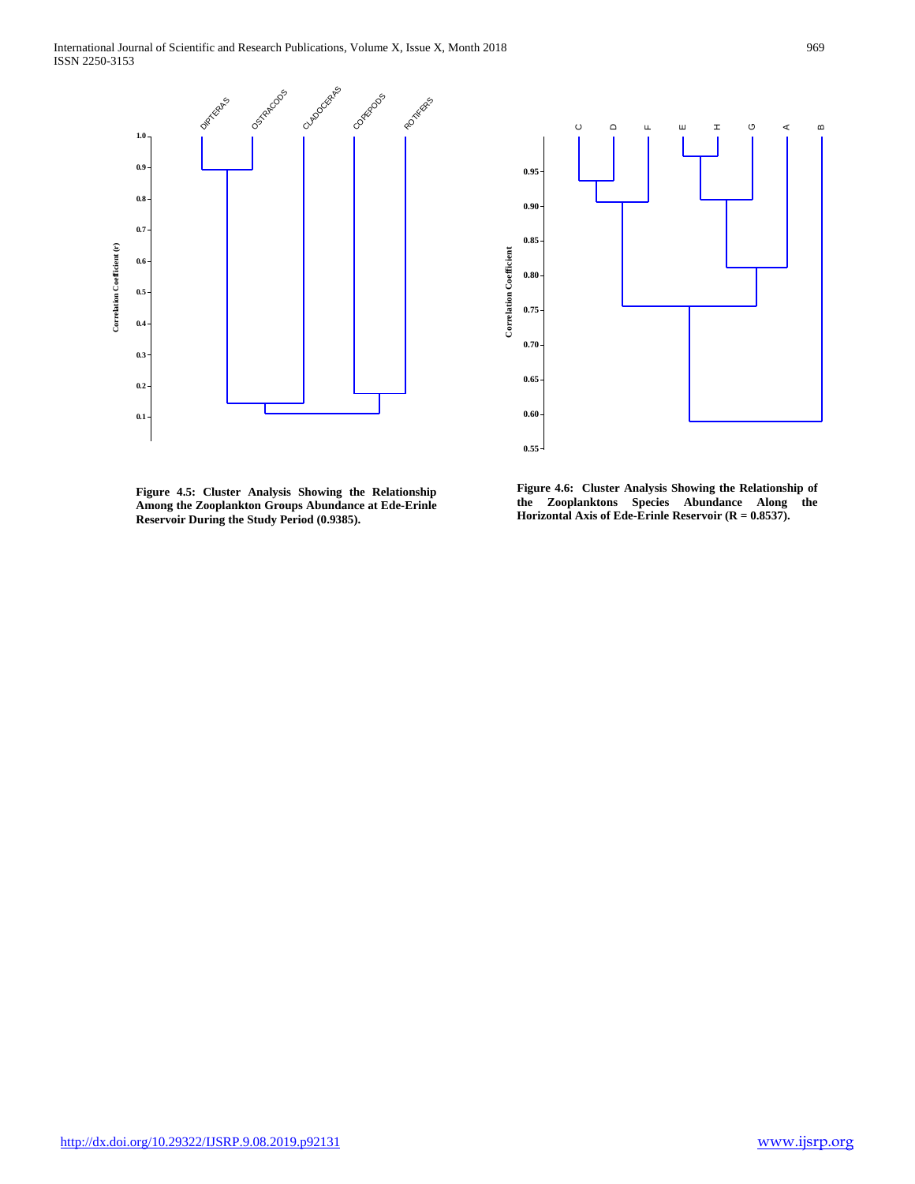**Figure 4.5: Cluster Analysis Showing the Relationship Among the Zooplankton Groups Abundance at Ede-Erinle Reservoir During the Study Period (0.9385).**

**Figure 4.6: Cluster Analysis Showing the Relationship of the Zooplanktons Species Abundance Along the Horizontal Axis of Ede-Erinle Reservoir (R = 0.8537).**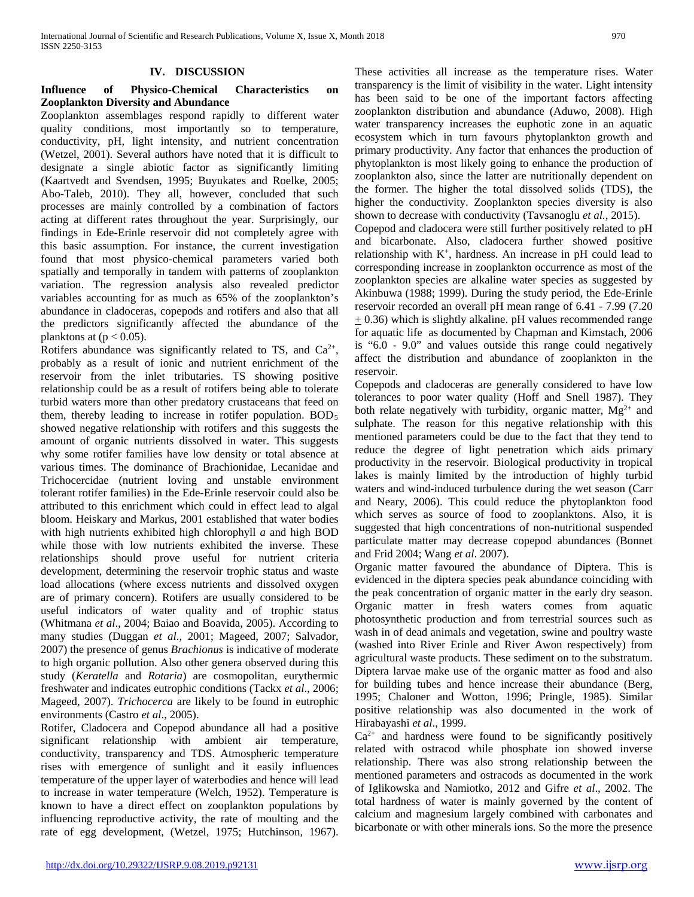## IV. DISCUSSION

### Influence of Physico-Chemical Characteristics on Zooplankton Diversity and Abundance

Zooplankton assemblages respond rapidly to different water quality conditions, most importantly so to temperature, conductivity, pH, light intensity, and nutrient concentration (Wetzel, 2001). Several authors have noted that it is difficult to designate a single abiotic factor as significantly limiting (Kaartvedt and Svendsen, 1995; Buyukates and Roelke, 2005; Abo-Taleb, 2010). They all, however, concluded that such processes are mainly controlled by a combination of factors acting at different rates throughout the year. Surprisingly, our findings in Ede-Erinle reservoir did not completely agree with this basic assumption. For instance, the current investigation found that most physico-chemical parameters varied both spatially and temporally in tandem with patterns of zooplankton variation. The regression analysis also revealed predictor variables accounting for as much as 65% of the zooplankton's abundance in cladoceras, copepods and rotifers and also that all the predictors significantly affected the abundance of the planktons at ($p < 0.05$).

Rotifers abundance was significantly related to TS, and $Ca^{2+}$, probably as a result of ionic and nutrient enrichment of the reservoir from the inlet tributaries. TS showing positive relationship could be as a result of rotifers being able to tolerate turbid waters more than other predatory crustaceans that feed on them, thereby leading to increase in rotifer population. $BOD_5$ showed negative relationship with rotifers and this suggests the amount of organic nutrients dissolved in water. This suggests why some rotifer families have low density or total absence at various times. The dominance of Brachionidae, Lecanidae and Trichocercidae (nutrient loving and unstable environment tolerant rotifer families) in the Ede-Erinle reservoir could also be attributed to this enrichment which could in effect lead to algal bloom. Heiskary and Markus, 2001 established that water bodies with high nutrients exhibited high chlorophyll *a* and high BOD while those with low nutrients exhibited the inverse. These relationships should prove useful for nutrient criteria development, determining the reservoir trophic status and waste load allocations (where excess nutrients and dissolved oxygen are of primary concern). Rotifers are usually considered to be useful indicators of water quality and of trophic status (Whitmana *et al*., 2004; Baiao and Boavida, 2005). According to many studies (Duggan *et al*., 2001; Mageed, 2007; Salvador, 2007) the presence of genus *Brachionus* is indicative of moderate to high organic pollution. Also other genera observed during this study (*Keratella* and *Rotaria*) are cosmopolitan, eurythermic freshwater and indicates eutrophic conditions (Tackx *et al*., 2006; Mageed, 2007). *Trichocerca* are likely to be found in eutrophic environments (Castro *et al*., 2005).

Rotifer, Cladocera and Copepod abundance all had a positive significant relationship with ambient air temperature, conductivity, transparency and TDS. Atmospheric temperature rises with emergence of sunlight and it easily influences temperature of the upper layer of waterbodies and hence will lead to increase in water temperature (Welch, 1952). Temperature is known to have a direct effect on zooplankton populations by influencing reproductive activity, the rate of moulting and the rate of egg development, (Wetzel, 1975; Hutchinson, 1967). These activities all increase as the temperature rises. Water transparency is the limit of visibility in the water. Light intensity has been said to be one of the important factors affecting zooplankton distribution and abundance (Aduwo, 2008). High water transparency increases the euphotic zone in an aquatic ecosystem which in turn favours phytoplankton growth and primary productivity. Any factor that enhances the production of phytoplankton is most likely going to enhance the production of zooplankton also, since the latter are nutritionally dependent on the former. The higher the total dissolved solids (TDS), the higher the conductivity. Zooplankton species diversity is also shown to decrease with conductivity (Tavsanoglu *et al.*, 2015).

Copepod and cladocera were still further positively related to pH and bicarbonate. Also, cladocera further showed positive relationship with $K^+$, hardness. An increase in pH could lead to corresponding increase in zooplankton occurrence as most of the zooplankton species are alkaline water species as suggested by Akinbuwa (1988; 1999). During the study period, the Ede-Erinle reservoir recorded an overall pH mean range of 6.41 - 7.99 ($7.20 \pm 0.36$) which is slightly alkaline. pH values recommended range for aquatic life as documented by Chapman and Kimstach, 2006 is "6.0 - 9.0" and values outside this range could negatively affect the distribution and abundance of zooplankton in the reservoir.

Copepods and cladoceras are generally considered to have low tolerances to poor water quality (Hoff and Snell 1987). They both relate negatively with turbidity, organic matter, $Mg^{2+}$ and sulphate. The reason for this negative relationship with this mentioned parameters could be due to the fact that they tend to reduce the degree of light penetration which aids primary productivity in the reservoir. Biological productivity in tropical lakes is mainly limited by the introduction of highly turbid waters and wind-induced turbulence during the wet season (Carr and Neary, 2006). This could reduce the phytoplankton food which serves as source of food to zooplanktons. Also, it is suggested that high concentrations of non-nutritional suspended particulate matter may decrease copepod abundances (Bonnet and Frid 2004; Wang *et al*. 2007).

Organic matter favoured the abundance of Diptera. This is evidenced in the diptera species peak abundance coinciding with the peak concentration of organic matter in the early dry season. Organic matter in fresh waters comes from aquatic photosynthetic production and from terrestrial sources such as wash in of dead animals and vegetation, swine and poultry waste (washed into River Erinle and River Awon respectively) from agricultural waste products. These sediment on to the substratum. Diptera larvae make use of the organic matter as food and also for building tubes and hence increase their abundance (Berg, 1995; Chaloner and Wotton, 1996; Pringle, 1985). Similar positive relationship was also documented in the work of Hirabayashi *et al*., 1999.

$Ca^{2+}$ and hardness were found to be significantly positively related with ostracod while phosphate ion showed inverse relationship. There was also strong relationship between the mentioned parameters and ostracods as documented in the work of Iglikowska and Namiotko, 2012 and Gifre *et al*., 2002. The total hardness of water is mainly governed by the content of calcium and magnesium largely combined with carbonates and bicarbonate or with other minerals ions. So the more the presence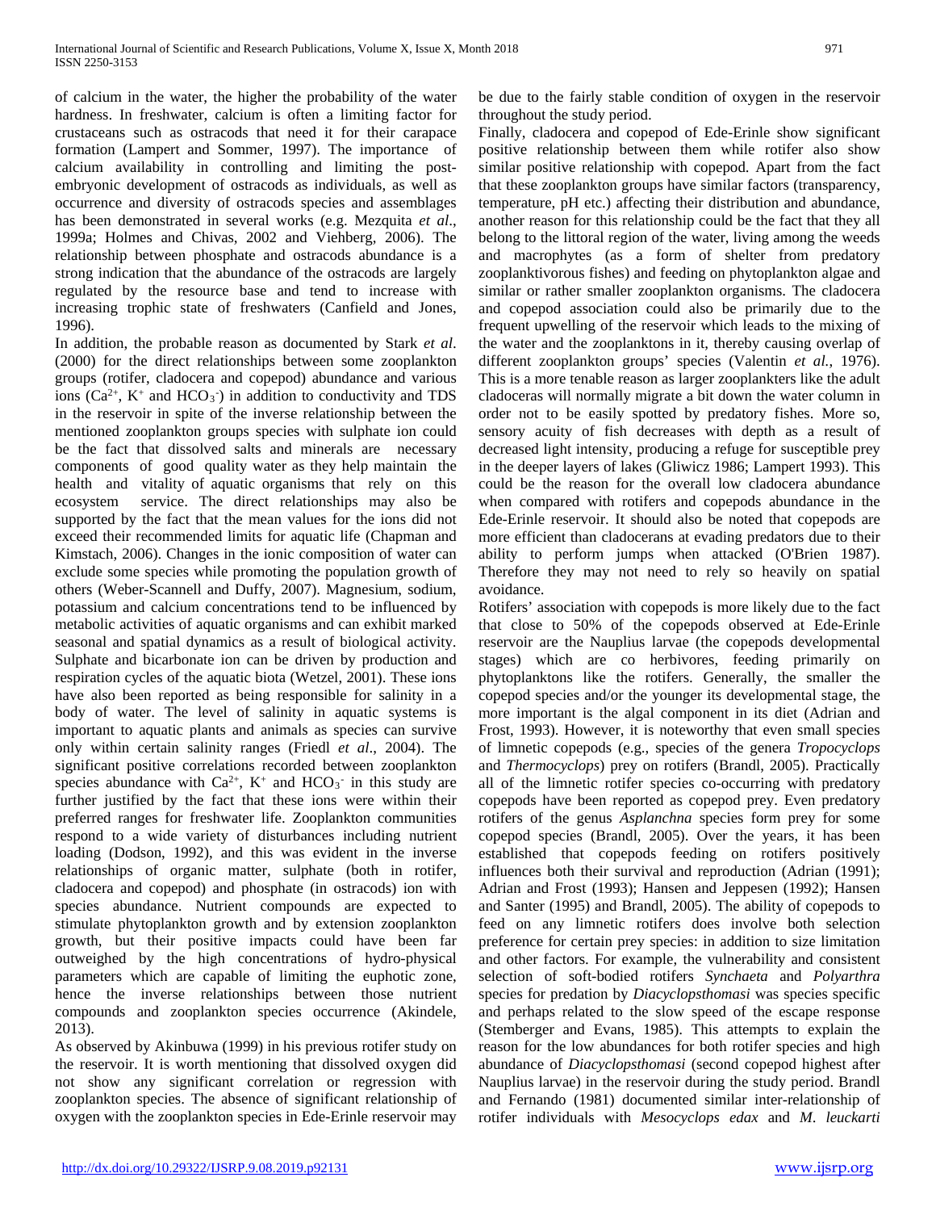of calcium in the water, the higher the probability of the water hardness. In freshwater, calcium is often a limiting factor for crustaceans such as ostracods that need it for their carapace formation (Lampert and Sommer, 1997). The importance of calcium availability in controlling and limiting the post-embryonic development of ostracods as individuals, as well as occurrence and diversity of ostracods species and assemblages has been demonstrated in several works (e.g. Mezquita *et al*., 1999a; Holmes and Chivas, 2002 and Viehberg, 2006). The relationship between phosphate and ostracods abundance is a strong indication that the abundance of the ostracods are largely regulated by the resource base and tend to increase with increasing trophic state of freshwaters (Canfield and Jones, 1996).

In addition, the probable reason as documented by Stark *et al*. (2000) for the direct relationships between some zooplankton groups (rotifer, cladocera and copepod) abundance and various ions ($Ca^{2+}$, $K^+$ and $HCO_3^-$) in addition to conductivity and TDS in the reservoir in spite of the inverse relationship between the mentioned zooplankton groups species with sulphate ion could be the fact that dissolved salts and minerals are necessary components of good quality water as they help maintain the health and vitality of aquatic organisms that rely on this ecosystem service. The direct relationships may also be supported by the fact that the mean values for the ions did not exceed their recommended limits for aquatic life (Chapman and Kimstach, 2006). Changes in the ionic composition of water can exclude some species while promoting the population growth of others (Weber-Scannell and Duffy, 2007). Magnesium, sodium, potassium and calcium concentrations tend to be influenced by metabolic activities of aquatic organisms and can exhibit marked seasonal and spatial dynamics as a result of biological activity. Sulphate and bicarbonate ion can be driven by production and respiration cycles of the aquatic biota (Wetzel, 2001). These ions have also been reported as being responsible for salinity in a body of water. The level of salinity in aquatic systems is important to aquatic plants and animals as species can survive only within certain salinity ranges (Friedl *et al*., 2004). The significant positive correlations recorded between zooplankton species abundance with $Ca^{2+}$, $K^+$ and $HCO_3^-$ in this study are further justified by the fact that these ions were within their preferred ranges for freshwater life. Zooplankton communities respond to a wide variety of disturbances including nutrient loading (Dodson, 1992), and this was evident in the inverse relationships of organic matter, sulphate (both in rotifer, cladocera and copepod) and phosphate (in ostracods) ion with species abundance. Nutrient compounds are expected to stimulate phytoplankton growth and by extension zooplankton growth, but their positive impacts could have been far outweighed by the high concentrations of hydro-physical parameters which are capable of limiting the euphotic zone, hence the inverse relationships between those nutrient compounds and zooplankton species occurrence (Akindele, 2013).

As observed by Akinbuwa (1999) in his previous rotifer study on the reservoir. It is worth mentioning that dissolved oxygen did not show any significant correlation or regression with zooplankton species. The absence of significant relationship of oxygen with the zooplankton species in Ede-Erinle reservoir may be due to the fairly stable condition of oxygen in the reservoir throughout the study period.

Finally, cladocera and copepod of Ede-Erinle show significant positive relationship between them while rotifer also show similar positive relationship with copepod. Apart from the fact that these zooplankton groups have similar factors (transparency, temperature, pH etc.) affecting their distribution and abundance, another reason for this relationship could be the fact that they all belong to the littoral region of the water, living among the weeds and macrophytes (as a form of shelter from predatory zooplanktivorous fishes) and feeding on phytoplankton algae and similar or rather smaller zooplankton organisms. The cladocera and copepod association could also be primarily due to the frequent upwelling of the reservoir which leads to the mixing of the water and the zooplanktons in it, thereby causing overlap of different zooplankton groups' species (Valentin *et al.*, 1976). This is a more tenable reason as larger zooplankters like the adult cladoceras will normally migrate a bit down the water column in order not to be easily spotted by predatory fishes. More so, sensory acuity of fish decreases with depth as a result of decreased light intensity, producing a refuge for susceptible prey in the deeper layers of lakes (Gliwicz 1986; Lampert 1993). This could be the reason for the overall low cladocera abundance when compared with rotifers and copepods abundance in the Ede-Erinle reservoir. It should also be noted that copepods are more efficient than cladocerans at evading predators due to their ability to perform jumps when attacked (O'Brien 1987). Therefore they may not need to rely so heavily on spatial avoidance.

Rotifers' association with copepods is more likely due to the fact that close to 50% of the copepods observed at Ede-Erinle reservoir are the Nauplius larvae (the copepods developmental stages) which are co herbivores, feeding primarily on phytoplanktons like the rotifers. Generally, the smaller the copepod species and/or the younger its developmental stage, the more important is the algal component in its diet (Adrian and Frost, 1993). However, it is noteworthy that even small species of limnetic copepods (e.g., species of the genera *Tropocyclops* and *Thermocyclops*) prey on rotifers (Brandl, 2005). Practically all of the limnetic rotifer species co-occurring with predatory copepods have been reported as copepod prey. Even predatory rotifers of the genus *Asplanchna* species form prey for some copepod species (Brandl, 2005). Over the years, it has been established that copepods feeding on rotifers positively influences both their survival and reproduction (Adrian (1991); Adrian and Frost (1993); Hansen and Jeppesen (1992); Hansen and Santer (1995) and Brandl, 2005). The ability of copepods to feed on any limnetic rotifers does involve both selection preference for certain prey species: in addition to size limitation and other factors. For example, the vulnerability and consistent selection of soft-bodied rotifers *Synchaeta* and *Polyarthra* species for predation by *Diacyclopsthomasi* was species specific and perhaps related to the slow speed of the escape response (Stemberger and Evans, 1985). This attempts to explain the reason for the low abundances for both rotifer species and high abundance of *Diacyclopsthomasi* (second copepod highest after Nauplius larvae) in the reservoir during the study period. Brandl and Fernando (1981) documented similar inter-relationship of rotifer individuals with *Mesocyclops edax* and *M. leuckarti*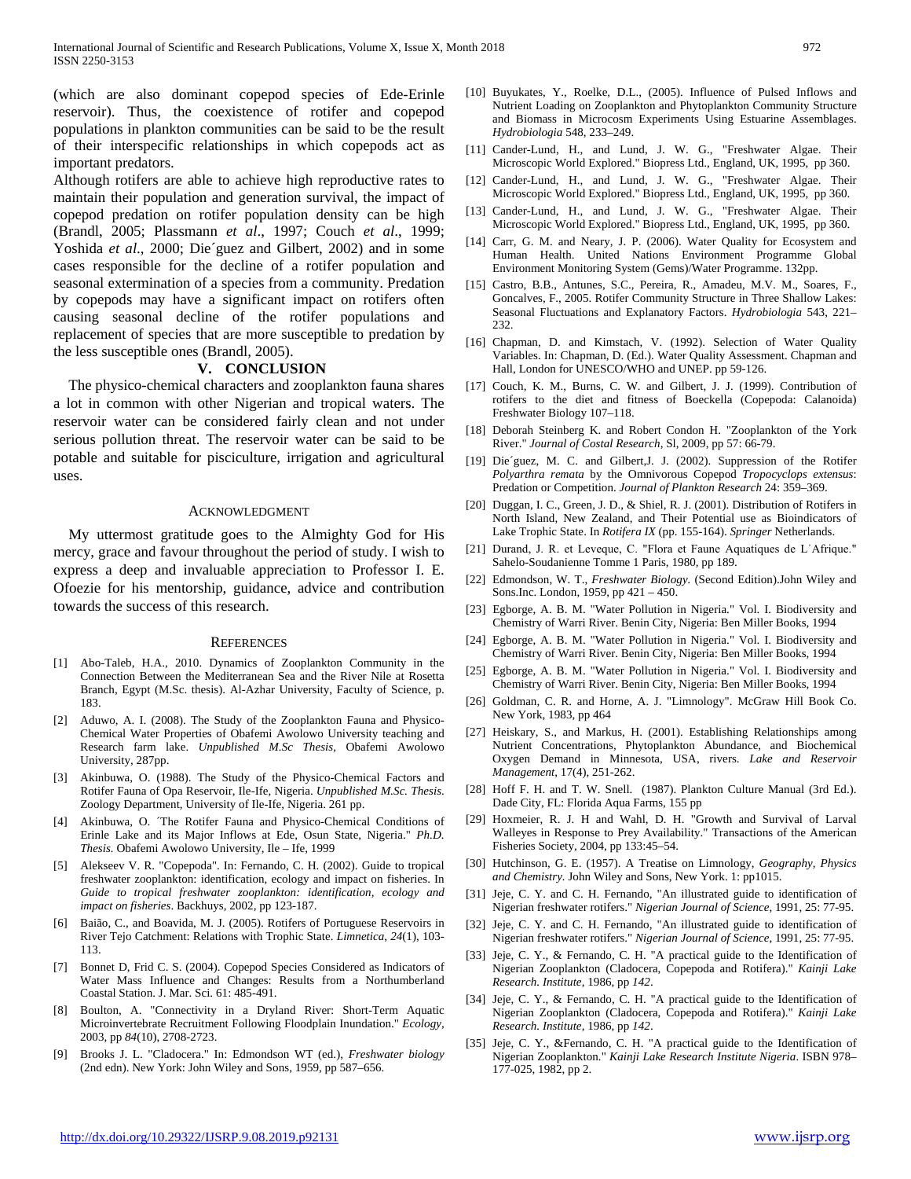(which are also dominant copepod species of Ede-Erinle reservoir). Thus, the coexistence of rotifer and copepod populations in plankton communities can be said to be the result of their interspecific relationships in which copepods act as important predators.

Although rotifers are able to achieve high reproductive rates to maintain their population and generation survival, the impact of copepod predation on rotifer population density can be high (Brandl, 2005; Plassmann *et al*., 1997; Couch *et al*., 1999; Yoshida *et al*., 2000; Die´guez and Gilbert, 2002) and in some cases responsible for the decline of a rotifer population and seasonal extermination of a species from a community. Predation by copepods may have a significant impact on rotifers often causing seasonal decline of the rotifer populations and replacement of species that are more susceptible to predation by the less susceptible ones (Brandl, 2005).

## V. CONCLUSION

The physico-chemical characters and zooplankton fauna shares a lot in common with other Nigerian and tropical waters. The reservoir water can be considered fairly clean and not under serious pollution threat. The reservoir water can be said to be potable and suitable for pisciculture, irrigation and agricultural uses.

## ACKNOWLEDGMENT

My uttermost gratitude goes to the Almighty God for His mercy, grace and favour throughout the period of study. I wish to express a deep and invaluable appreciation to Professor I. E. Ofoezie for his mentorship, guidance, advice and contribution towards the success of this research.

## REFERENCES

[1] Abo-Taleb, H.A., 2010. Dynamics of Zooplankton Community in the Connection Between the Mediterranean Sea and the River Nile at Rosetta Branch, Egypt (M.Sc. thesis). Al-Azhar University, Faculty of Science, p. 183.

[2] Aduwo, A. I. (2008). The Study of the Zooplankton Fauna and Physico-Chemical Water Properties of Obafemi Awolowo University teaching and Research farm lake. *Unpublished M.Sc Thesis*, Obafemi Awolowo University, 287pp.

[3] Akinbuwa, O. (1988). The Study of the Physico-Chemical Factors and Rotifer Fauna of Opa Reservoir, Ile-Ife, Nigeria. *Unpublished M.Sc. Thesis*. Zoology Department, University of Ile-Ife, Nigeria. 261 pp.

[4] Akinbuwa, O. ´The Rotifer Fauna and Physico-Chemical Conditions of Erinle Lake and its Major Inflows at Ede, Osun State, Nigeria." *Ph.D. Thesis*. Obafemi Awolowo University, Ile – Ife, 1999

[5] Alekseev V. R. "Copepoda". In: Fernando, C. H. (2002). Guide to tropical freshwater zooplankton: identification, ecology and impact on fisheries. In *Guide to tropical freshwater zooplankton: identification, ecology and impact on fisheries*. Backhuys, 2002, pp 123-187.

[6] Baião, C., and Boavida, M. J. (2005). Rotifers of Portuguese Reservoirs in River Tejo Catchment: Relations with Trophic State. *Limnetica*, *24*(1), 103-113.

[7] Bonnet D, Frid C. S. (2004). Copepod Species Considered as Indicators of Water Mass Influence and Changes: Results from a Northumberland Coastal Station. J. Mar. Sci. 61: 485-491.

[8] Boulton, A. "Connectivity in a Dryland River: Short-Term Aquatic Microinvertebrate Recruitment Following Floodplain Inundation." *Ecology*, 2003, pp *84*(10), 2708-2723.

[9] Brooks J. L. "Cladocera." In: Edmondson WT (ed.), *Freshwater biology* (2nd edn). New York: John Wiley and Sons, 1959, pp 587–656.

[10] Buyukates, Y., Roelke, D.L., (2005). Influence of Pulsed Inflows and Nutrient Loading on Zooplankton and Phytoplankton Community Structure and Biomass in Microcosm Experiments Using Estuarine Assemblages. *Hydrobiologia* 548, 233–249.

[11] Cander-Lund, H., and Lund, J. W. G., "Freshwater Algae. Their Microscopic World Explored." Biopress Ltd., England, UK, 1995, pp 360.

[12] Cander-Lund, H., and Lund, J. W. G., "Freshwater Algae. Their Microscopic World Explored." Biopress Ltd., England, UK, 1995, pp 360.

[13] Cander-Lund, H., and Lund, J. W. G., "Freshwater Algae. Their Microscopic World Explored." Biopress Ltd., England, UK, 1995, pp 360.

[14] Carr, G. M. and Neary, J. P. (2006). Water Quality for Ecosystem and Human Health. United Nations Environment Programme Global Environment Monitoring System (Gems)/Water Programme. 132pp.

[15] Castro, B.B., Antunes, S.C., Pereira, R., Amadeu, M.V. M., Soares, F., Goncalves, F., 2005. Rotifer Community Structure in Three Shallow Lakes: Seasonal Fluctuations and Explanatory Factors. *Hydrobiologia* 543, 221–232.

[16] Chapman, D. and Kimstach, V. (1992). Selection of Water Quality Variables. In: Chapman, D. (Ed.). Water Quality Assessment. Chapman and Hall, London for UNESCO/WHO and UNEP. pp 59-126.

[17] Couch, K. M., Burns, C. W. and Gilbert, J. J. (1999). Contribution of rotifers to the diet and fitness of Boeckella (Copepoda: Calanoida) Freshwater Biology 107–118.

[18] Deborah Steinberg K. and Robert Condon H. "Zooplankton of the York River." *Journal of Costal Research*, Sl, 2009, pp 57: 66-79.

[19] Die´guez, M. C. and Gilbert,J. J. (2002). Suppression of the Rotifer *Polyarthra remata* by the Omnivorous Copepod *Tropocyclops extensus*: Predation or Competition. *Journal of Plankton Research* 24: 359–369.

[20] Duggan, I. C., Green, J. D., & Shiel, R. J. (2001). Distribution of Rotifers in North Island, New Zealand, and Their Potential use as Bioindicators of Lake Trophic State. In *Rotifera IX* (pp. 155-164). *Springer* Netherlands.

[21] Durand, J. R. et Leveque, C. "Flora et Faune Aquatiques de L΄Afrique." Sahelo-Soudanienne Tomme 1 Paris, 1980, pp 189.

[22] Edmondson, W. T., *Freshwater Biology*. (Second Edition).John Wiley and Sons.Inc. London, 1959, pp 421 – 450.

[23] Egborge, A. B. M. "Water Pollution in Nigeria." Vol. I. Biodiversity and Chemistry of Warri River. Benin City, Nigeria: Ben Miller Books, 1994

[24] Egborge, A. B. M. "Water Pollution in Nigeria." Vol. I. Biodiversity and Chemistry of Warri River. Benin City, Nigeria: Ben Miller Books, 1994

[25] Egborge, A. B. M. "Water Pollution in Nigeria." Vol. I. Biodiversity and Chemistry of Warri River. Benin City, Nigeria: Ben Miller Books, 1994

[26] Goldman, C. R. and Horne, A. J. "Limnology". McGraw Hill Book Co. New York, 1983, pp 464

[27] Heiskary, S., and Markus, H. (2001). Establishing Relationships among Nutrient Concentrations, Phytoplankton Abundance, and Biochemical Oxygen Demand in Minnesota, USA, rivers. *Lake and Reservoir Management*, 17(4), 251-262.

[28] Hoff F. H. and T. W. Snell. (1987). Plankton Culture Manual (3rd Ed.). Dade City, FL: Florida Aqua Farms, 155 pp

[29] Hoxmeier, R. J. H and Wahl, D. H. "Growth and Survival of Larval Walleyes in Response to Prey Availability." Transactions of the American Fisheries Society, 2004, pp 133:45–54.

[30] Hutchinson, G. E. (1957). A Treatise on Limnology, *Geography, Physics and Chemistry.* John Wiley and Sons, New York. 1: pp1015.

[31] Jeje, C. Y. and C. H. Fernando, "An illustrated guide to identification of Nigerian freshwater rotifers." *Nigerian Journal of Science*, 1991, 25: 77-95.

[32] Jeje, C. Y. and C. H. Fernando, "An illustrated guide to identification of Nigerian freshwater rotifers." *Nigerian Journal of Science*, 1991, 25: 77-95.

[33] Jeje, C. Y., & Fernando, C. H. "A practical guide to the Identification of Nigerian Zooplankton (Cladocera, Copepoda and Rotifera)." *Kainji Lake Research. Institute*, 1986, pp *142*.

[34] Jeje, C. Y., & Fernando, C. H. "A practical guide to the Identification of Nigerian Zooplankton (Cladocera, Copepoda and Rotifera)." *Kainji Lake Research. Institute*, 1986, pp *142*.

[35] Jeje, C. Y., &Fernando, C. H. "A practical guide to the Identification of Nigerian Zooplankton." *Kainji Lake Research Institute Nigeria*. ISBN 978–177-025, 1982, pp 2.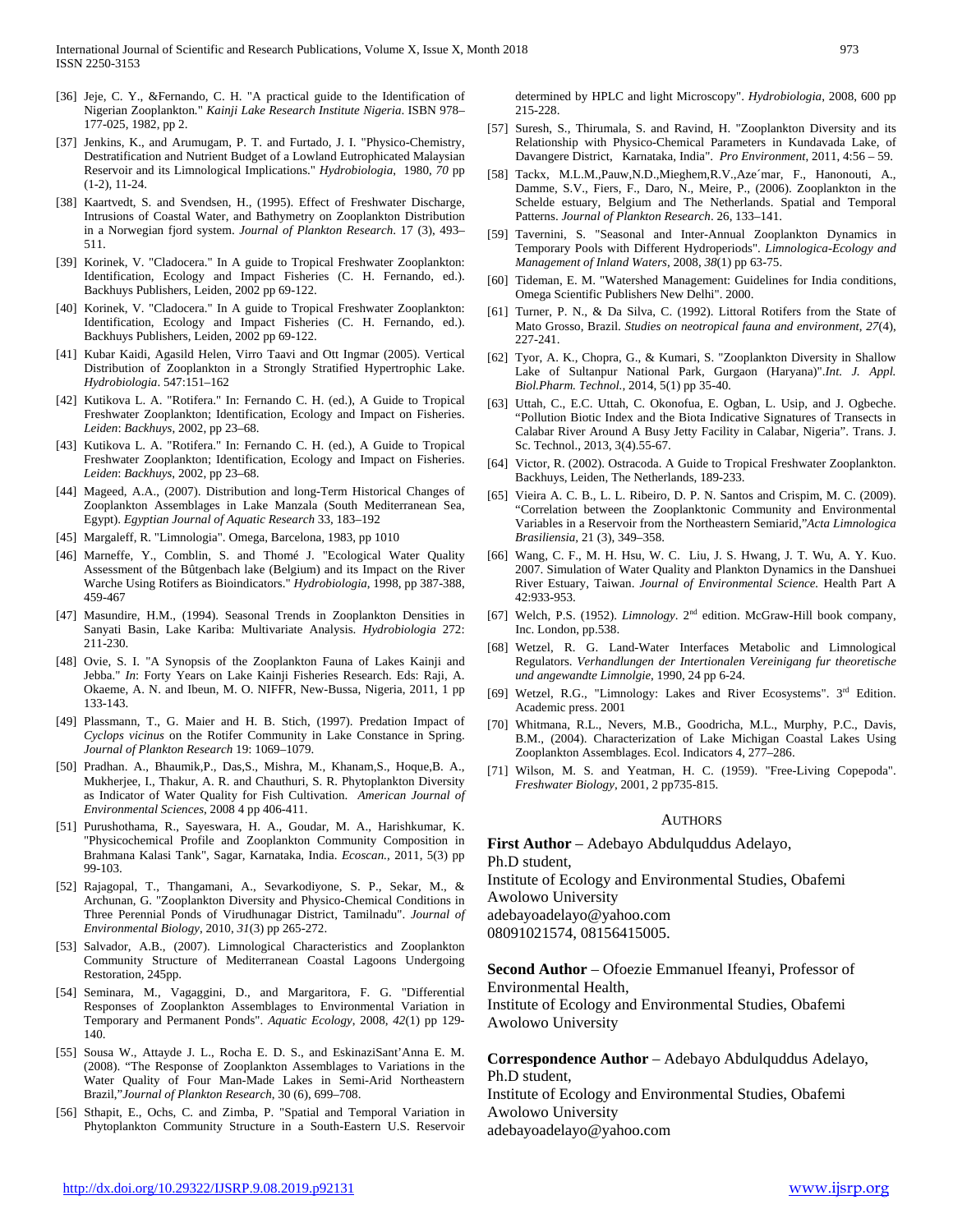[36] Jeje, C. Y., &Fernando, C. H. "A practical guide to the Identification of Nigerian Zooplankton." *Kainji Lake Research Institute Nigeria*. ISBN 978–177-025, 1982, pp 2.

[37] Jenkins, K., and Arumugam, P. T. and Furtado, J. I. "Physico-Chemistry, Destratification and Nutrient Budget of a Lowland Eutrophicated Malaysian Reservoir and its Limnological Implications." *Hydrobiologia*, 1980, *70* pp (1-2), 11-24.

[38] Kaartvedt, S. and Svendsen, H., (1995). Effect of Freshwater Discharge, Intrusions of Coastal Water, and Bathymetry on Zooplankton Distribution in a Norwegian fjord system. *Journal of Plankton Research*. 17 (3), 493–511.

[39] Korinek, V. "Cladocera." In A guide to Tropical Freshwater Zooplankton: Identification, Ecology and Impact Fisheries (C. H. Fernando, ed.). Backhuys Publishers, Leiden, 2002 pp 69-122.

[40] Korinek, V. "Cladocera." In A guide to Tropical Freshwater Zooplankton: Identification, Ecology and Impact Fisheries (C. H. Fernando, ed.). Backhuys Publishers, Leiden, 2002 pp 69-122.

[41] Kubar Kaidi, Agasild Helen, Virro Taavi and Ott Ingmar (2005). Vertical Distribution of Zooplankton in a Strongly Stratified Hypertrophic Lake. *Hydrobiologia*. 547:151–162

[42] Kutikova L. A. "Rotifera." In: Fernando C. H. (ed.), A Guide to Tropical Freshwater Zooplankton; Identification, Ecology and Impact on Fisheries. *Leiden*: *Backhuys*, 2002, pp 23–68.

[43] Kutikova L. A. "Rotifera." In: Fernando C. H. (ed.), A Guide to Tropical Freshwater Zooplankton; Identification, Ecology and Impact on Fisheries. *Leiden*: *Backhuys*, 2002, pp 23–68.

[44] Mageed, A.A., (2007). Distribution and long-Term Historical Changes of Zooplankton Assemblages in Lake Manzala (South Mediterranean Sea, Egypt). *Egyptian Journal of Aquatic Research* 33, 183–192

[45] Margaleff, R. "Limnologia". Omega, Barcelona, 1983, pp 1010

[46] Marneffe, Y., Comblin, S. and Thomé J. "Ecological Water Quality Assessment of the Bûtgenbach lake (Belgium) and its Impact on the River Warche Using Rotifers as Bioindicators." *Hydrobiologia*, 1998, pp 387-388, 459-467

[47] Masundire, H.M., (1994). Seasonal Trends in Zooplankton Densities in Sanyati Basin, Lake Kariba: Multivariate Analysis. *Hydrobiologia* 272: 211-230.

[48] Ovie, S. I. "A Synopsis of the Zooplankton Fauna of Lakes Kainji and Jebba." *In*: Forty Years on Lake Kainji Fisheries Research. Eds: Raji, A. Okaeme, A. N. and Ibeun, M. O. NIFFR, New-Bussa, Nigeria, 2011, 1 pp 133-143.

[49] Plassmann, T., G. Maier and H. B. Stich, (1997). Predation Impact of *Cyclops vicinus* on the Rotifer Community in Lake Constance in Spring. *Journal of Plankton Research* 19: 1069–1079.

[50] Pradhan. A., Bhaumik,P., Das,S., Mishra, M., Khanam,S., Hoque,B. A., Mukherjee, I., Thakur, A. R. and Chauthuri, S. R. Phytoplankton Diversity as Indicator of Water Quality for Fish Cultivation. *American Journal of Environmental Sciences*, 2008 4 pp 406-411.

[51] Purushothama, R., Sayeswara, H. A., Goudar, M. A., Harishkumar, K. "Physicochemical Profile and Zooplankton Community Composition in Brahmana Kalasi Tank", Sagar, Karnataka, India. *Ecoscan.*, 2011, 5(3) pp 99-103.

[52] Rajagopal, T., Thangamani, A., Sevarkodiyone, S. P., Sekar, M., & Archunan, G. "Zooplankton Diversity and Physico-Chemical Conditions in Three Perennial Ponds of Virudhunagar District, Tamilnadu". *Journal of Environmental Biology*, 2010, *31*(3) pp 265-272.

[53] Salvador, A.B., (2007). Limnological Characteristics and Zooplankton Community Structure of Mediterranean Coastal Lagoons Undergoing Restoration, 245pp.

[54] Seminara, M., Vagaggini, D., and Margaritora, F. G. "Differential Responses of Zooplankton Assemblages to Environmental Variation in Temporary and Permanent Ponds". *Aquatic Ecology*, 2008, *42*(1) pp 129-140.

[55] Sousa W., Attayde J. L., Rocha E. D. S., and EskinaziSant'Anna E. M. (2008). "The Response of Zooplankton Assemblages to Variations in the Water Quality of Four Man-Made Lakes in Semi-Arid Northeastern Brazil,"*Journal of Plankton Research*, 30 (6), 699–708.

[56] Sthapit, E., Ochs, C. and Zimba, P. "Spatial and Temporal Variation in Phytoplankton Community Structure in a South-Eastern U.S. Reservoir determined by HPLC and light Microscopy". *Hydrobiologia*, 2008, 600 pp 215-228.

[57] Suresh, S., Thirumala, S. and Ravind, H. "Zooplankton Diversity and its Relationship with Physico-Chemical Parameters in Kundavada Lake, of Davangere District, Karnataka, India". *Pro Environment*, 2011, 4:56 – 59.

[58] Tackx, M.L.M.,Pauw,N.D.,Mieghem,R.V.,Aze´mar, F., Hanonouti, A., Damme, S.V., Fiers, F., Daro, N., Meire, P., (2006). Zooplankton in the Schelde estuary, Belgium and The Netherlands. Spatial and Temporal Patterns. *Journal of Plankton Research*. 26, 133–141.

[59] Tavernini, S. "Seasonal and Inter-Annual Zooplankton Dynamics in Temporary Pools with Different Hydroperiods". *Limnologica-Ecology and Management of Inland Waters*, 2008, *38*(1) pp 63-75.

[60] Tideman, E. M. "Watershed Management: Guidelines for India conditions, Omega Scientific Publishers New Delhi". 2000.

[61] Turner, P. N., & Da Silva, C. (1992). Littoral Rotifers from the State of Mato Grosso, Brazil. *Studies on neotropical fauna and environment*, *27*(4), 227-241.

[62] Tyor, A. K., Chopra, G., & Kumari, S. "Zooplankton Diversity in Shallow Lake of Sultanpur National Park, Gurgaon (Haryana)".*Int. J. Appl. Biol.Pharm. Technol.*, 2014, 5(1) pp 35-40.

[63] Uttah, C., E.C. Uttah, C. Okonofua, E. Ogban, L. Usip, and J. Ogbeche. "Pollution Biotic Index and the Biota Indicative Signatures of Transects in Calabar River Around A Busy Jetty Facility in Calabar, Nigeria". Trans. J. Sc. Technol., 2013, 3(4).55-67.

[64] Victor, R. (2002). Ostracoda. A Guide to Tropical Freshwater Zooplankton. Backhuys, Leiden, The Netherlands, 189-233.

[65] Vieira A. C. B., L. L. Ribeiro, D. P. N. Santos and Crispim, M. C. (2009). "Correlation between the Zooplanktonic Community and Environmental Variables in a Reservoir from the Northeastern Semiarid,"*Acta Limnologica Brasiliensia*, 21 (3), 349–358.

[66] Wang, C. F., M. H. Hsu, W. C. Liu, J. S. Hwang, J. T. Wu, A. Y. Kuo. 2007. Simulation of Water Quality and Plankton Dynamics in the Danshuei River Estuary, Taiwan. *Journal of Environmental Science.* Health Part A 42:933-953.

[67] Welch, P.S. (1952). *Limnology*. 2nd edition. McGraw-Hill book company, Inc. London, pp.538.

[68] Wetzel, R. G. Land-Water Interfaces Metabolic and Limnological Regulators. *Verhandlungen der Intertionalen Vereinigang fur theoretische und angewandte Limnolgie*, 1990, 24 pp 6-24.

[69] Wetzel, R.G., "Limnology: Lakes and River Ecosystems". 3rd Edition. Academic press. 2001

[70] Whitmana, R.L., Nevers, M.B., Goodricha, M.L., Murphy, P.C., Davis, B.M., (2004). Characterization of Lake Michigan Coastal Lakes Using Zooplankton Assemblages. Ecol. Indicators 4, 277–286.

[71] Wilson, M. S. and Yeatman, H. C. (1959). "Free-Living Copepoda". *Freshwater Biology*, 2001, 2 pp735-815.

## AUTHORS

**First Author** – Adebayo Abdulquddus Adelayo, Ph.D student,
Institute of Ecology and Environmental Studies, Obafemi Awolowo University
adebayoadelayo@yahoo.com
08091021574, 08156415005.

**Second Author** – Ofoezie Emmanuel Ifeanyi, Professor of Environmental Health,
Institute of Ecology and Environmental Studies, Obafemi Awolowo University

**Correspondence Author** – Adebayo Abdulquddus Adelayo, Ph.D student,
Institute of Ecology and Environmental Studies, Obafemi Awolowo University
adebayoadelayo@yahoo.com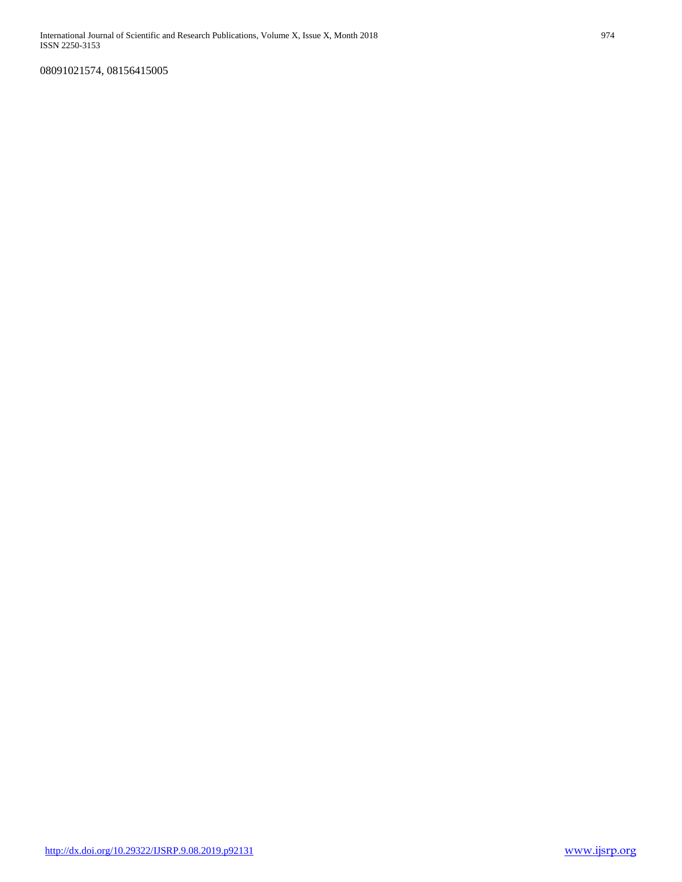08091021574, 08156415005